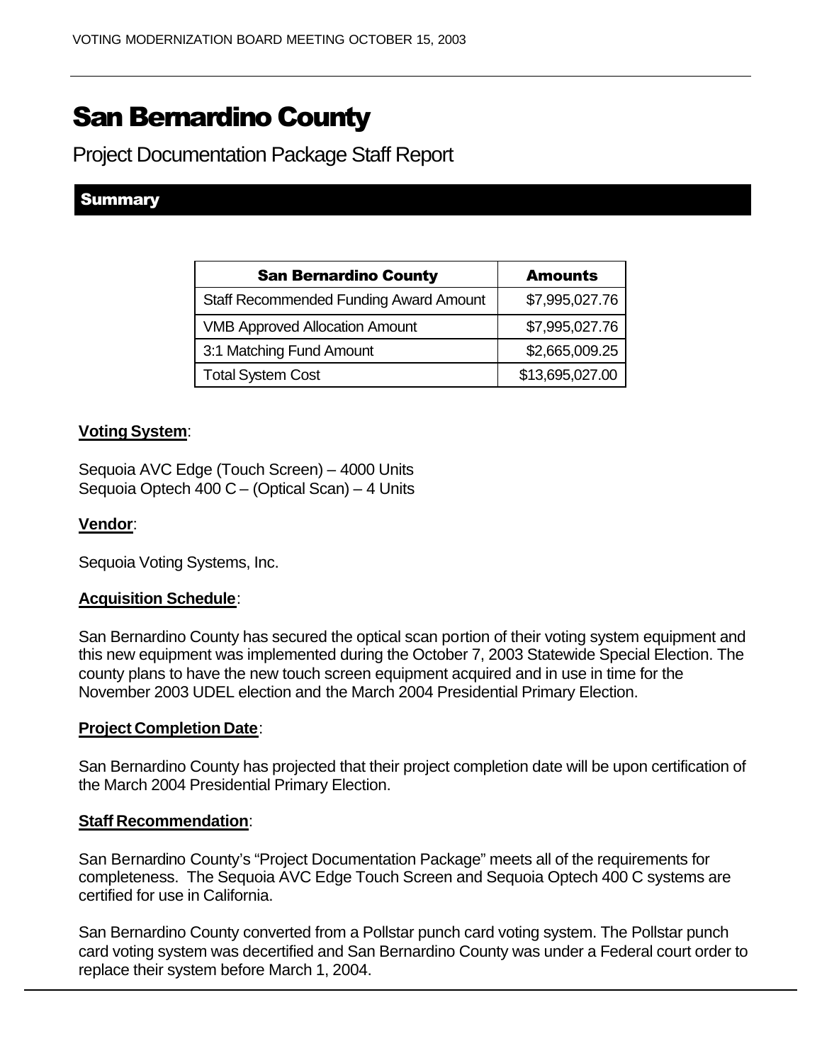# San Bernardino County

Project Documentation Package Staff Report

## Summary

| San Bernardino County | Amounts |
| --- | --- |
| Staff Recommended Funding Award Amount | $7,995,027.76 |
| VMB Approved Allocation Amount | $7,995,027.76 |
| 3:1 Matching Fund Amount | $2,665,009.25 |
| Total System Cost | $13,695,027.00 |

**Voting System**:

Sequoia AVC Edge (Touch Screen) – 4000 Units
Sequoia Optech 400 C – (Optical Scan) – 4 Units

**Vendor**:

Sequoia Voting Systems, Inc.

**Acquisition Schedule**:

San Bernardino County has secured the optical scan portion of their voting system equipment and this new equipment was implemented during the October 7, 2003 Statewide Special Election. The county plans to have the new touch screen equipment acquired and in use in time for the November 2003 UDEL election and the March 2004 Presidential Primary Election.

**Project Completion Date**:

San Bernardino County has projected that their project completion date will be upon certification of the March 2004 Presidential Primary Election.

**Staff Recommendation**:

San Bernardino County's "Project Documentation Package" meets all of the requirements for completeness. The Sequoia AVC Edge Touch Screen and Sequoia Optech 400 C systems are certified for use in California.

San Bernardino County converted from a Pollstar punch card voting system. The Pollstar punch card voting system was decertified and San Bernardino County was under a Federal court order to replace their system before March 1, 2004.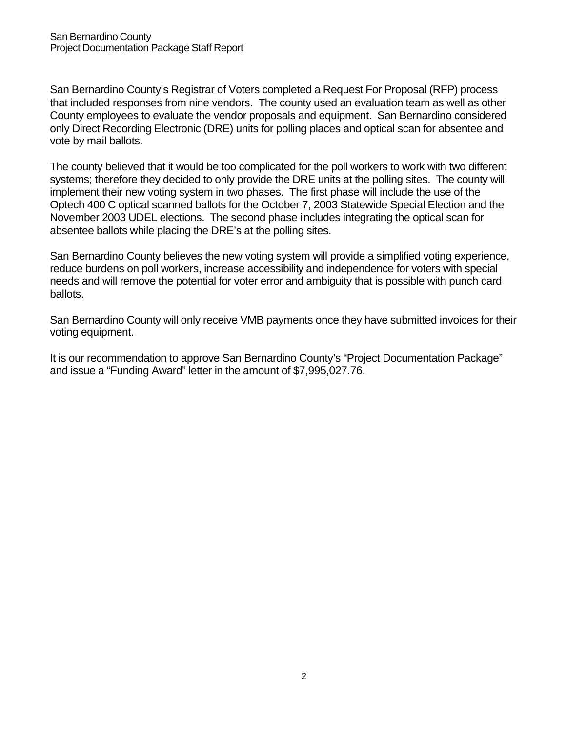San Bernardino County's Registrar of Voters completed a Request For Proposal (RFP) process that included responses from nine vendors. The county used an evaluation team as well as other County employees to evaluate the vendor proposals and equipment. San Bernardino considered only Direct Recording Electronic (DRE) units for polling places and optical scan for absentee and vote by mail ballots.

The county believed that it would be too complicated for the poll workers to work with two different systems; therefore they decided to only provide the DRE units at the polling sites. The county will implement their new voting system in two phases. The first phase will include the use of the Optech 400 C optical scanned ballots for the October 7, 2003 Statewide Special Election and the November 2003 UDEL elections. The second phase includes integrating the optical scan for absentee ballots while placing the DRE's at the polling sites.

San Bernardino County believes the new voting system will provide a simplified voting experience, reduce burdens on poll workers, increase accessibility and independence for voters with special needs and will remove the potential for voter error and ambiguity that is possible with punch card ballots.

San Bernardino County will only receive VMB payments once they have submitted invoices for their voting equipment.

It is our recommendation to approve San Bernardino County's "Project Documentation Package" and issue a "Funding Award" letter in the amount of $7,995,027.76.